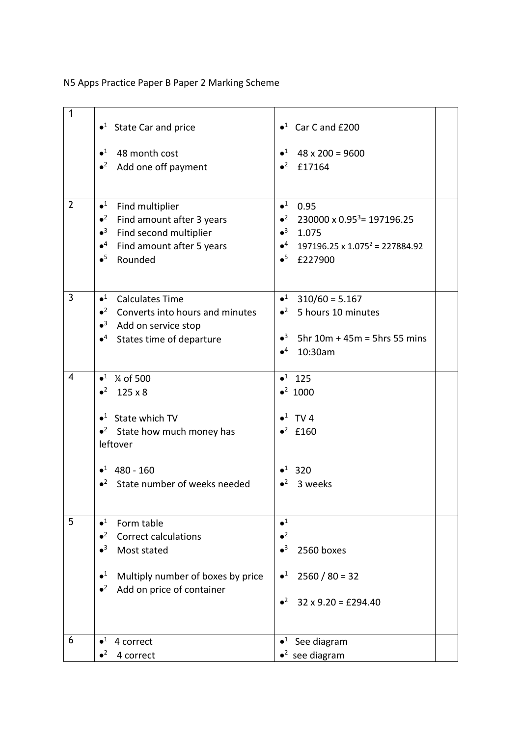N5 Apps Practice Paper B Paper 2 Marking Scheme

| | | | |
|---|---|---|---|
| 1 | •[1] State Car and price<br><br>•[1] 48 month cost<br>•[2] Add one off payment | •[1] Car C and £200<br><br>•[1] 48 x 200 = 9600<br>•[2] £17164 | |
| 2 | •[1] Find multiplier<br>•[2] Find amount after 3 years<br>•[3] Find second multiplier<br>•[4] Find amount after 5 years<br>•[5] Rounded | •[1] 0.95<br>•[2] 230000 x $0.95^3$= 197196.25<br>•[3] 1.075<br>•[4] 197196.25 x $1.075^2$ = 227884.92<br>•[5] £227900 | |
| 3 | •[1] Calculates Time<br>•[2] Converts into hours and minutes<br>•[3] Add on service stop<br>•[4] States time of departure | •[1] 310/60 = 5.167<br>•[2] 5 hours 10 minutes<br><br>•[3] 5hr 10m + 45m = 5hrs 55 mins<br>•[4] 10:30am | |
| 4 | •[1] ¼ of 500<br>•[2] 125 x 8<br><br>•[1] State which TV<br>•[2] State how much money has leftover<br><br>•[1] 480 - 160<br>•[2] State number of weeks needed | •[1] 125<br>•[2] 1000<br><br>•[1] TV 4<br>•[2] £160<br><br><br>•[1] 320<br>•[2] 3 weeks | |
| 5 | •[1] Form table<br>•[2] Correct calculations<br>•[3] Most stated<br><br>•[1] Multiply number of boxes by price<br>•[2] Add on price of container | •[1]<br>•[2]<br>•[3] 2560 boxes<br><br>•[1] 2560 / 80 = 32<br><br>•[2] 32 x 9.20 = £294.40 | |
| 6 | •[1] 4 correct<br>•[2] 4 correct | •[1] See diagram<br>•[2] see diagram | |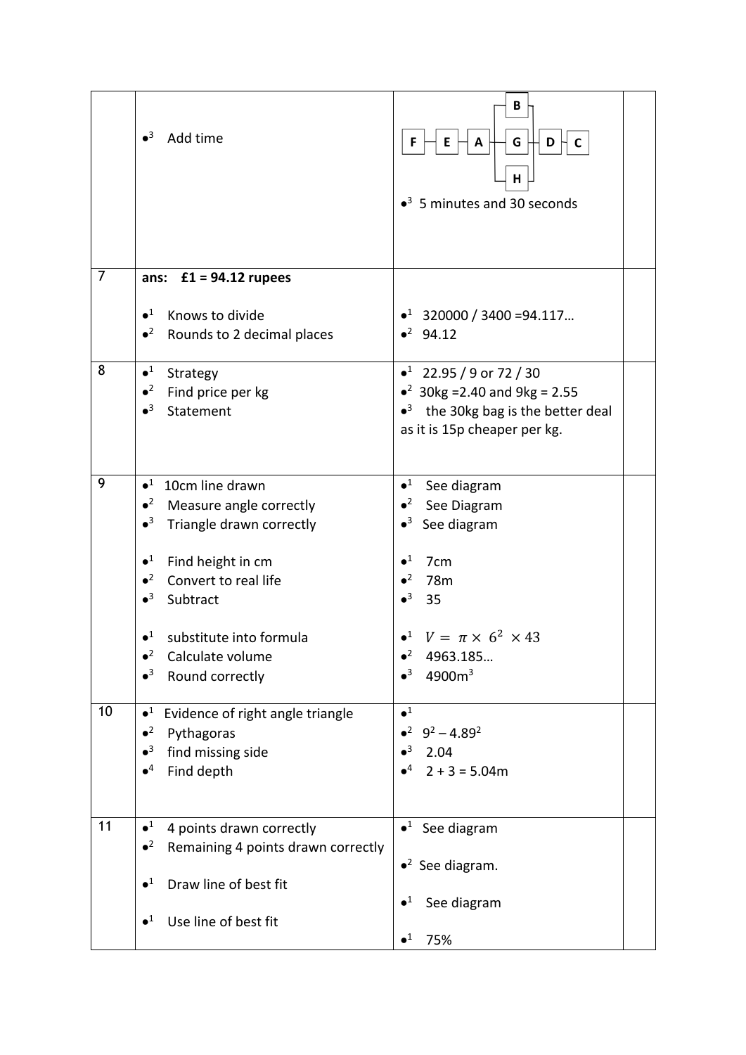| | | | |
|---|---|---|---|
| | •3 Add time | F – E – A – [B / G / H] – D – C<br><br>•3 5 minutes and 30 seconds | |
| 7 | **ans: £1 = 94.12 rupees**<br><br>•1 Knows to divide<br>•2 Rounds to 2 decimal places | <br><br>•1 320000 / 3400 =94.117…<br>•2 94.12 | |
| 8 | •1 Strategy<br>•2 Find price per kg<br>•3 Statement | •1 22.95 / 9 or 72 / 30<br>•2 30kg =2.40 and 9kg = 2.55<br>•3 the 30kg bag is the better deal as it is 15p cheaper per kg. | |
| 9 | •1 10cm line drawn<br>•2 Measure angle correctly<br>•3 Triangle drawn correctly<br><br>•1 Find height in cm<br>•2 Convert to real life<br>•3 Subtract<br><br>•1 substitute into formula<br>•2 Calculate volume<br>•3 Round correctly | •1 See diagram<br>•2 See Diagram<br>•3 See diagram<br><br>•1 7cm<br>•2 78m<br>•3 35<br><br>•1 $V = \pi \times 6^2 \times 43$<br>•2 4963.185…<br>•3 4900m$^3$ | |
| 10 | •1 Evidence of right angle triangle<br>•2 Pythagoras<br>•3 find missing side<br>•4 Find depth | •1<br>•2 $9^2 - 4.89^2$<br>•3 2.04<br>•4 2 + 3 = 5.04m | |
| 11 | •1 4 points drawn correctly<br>•2 Remaining 4 points drawn correctly<br><br>•1 Draw line of best fit<br><br>•1 Use line of best fit | •1 See diagram<br><br>•2 See diagram.<br><br>•1 See diagram<br><br>•1 75% | |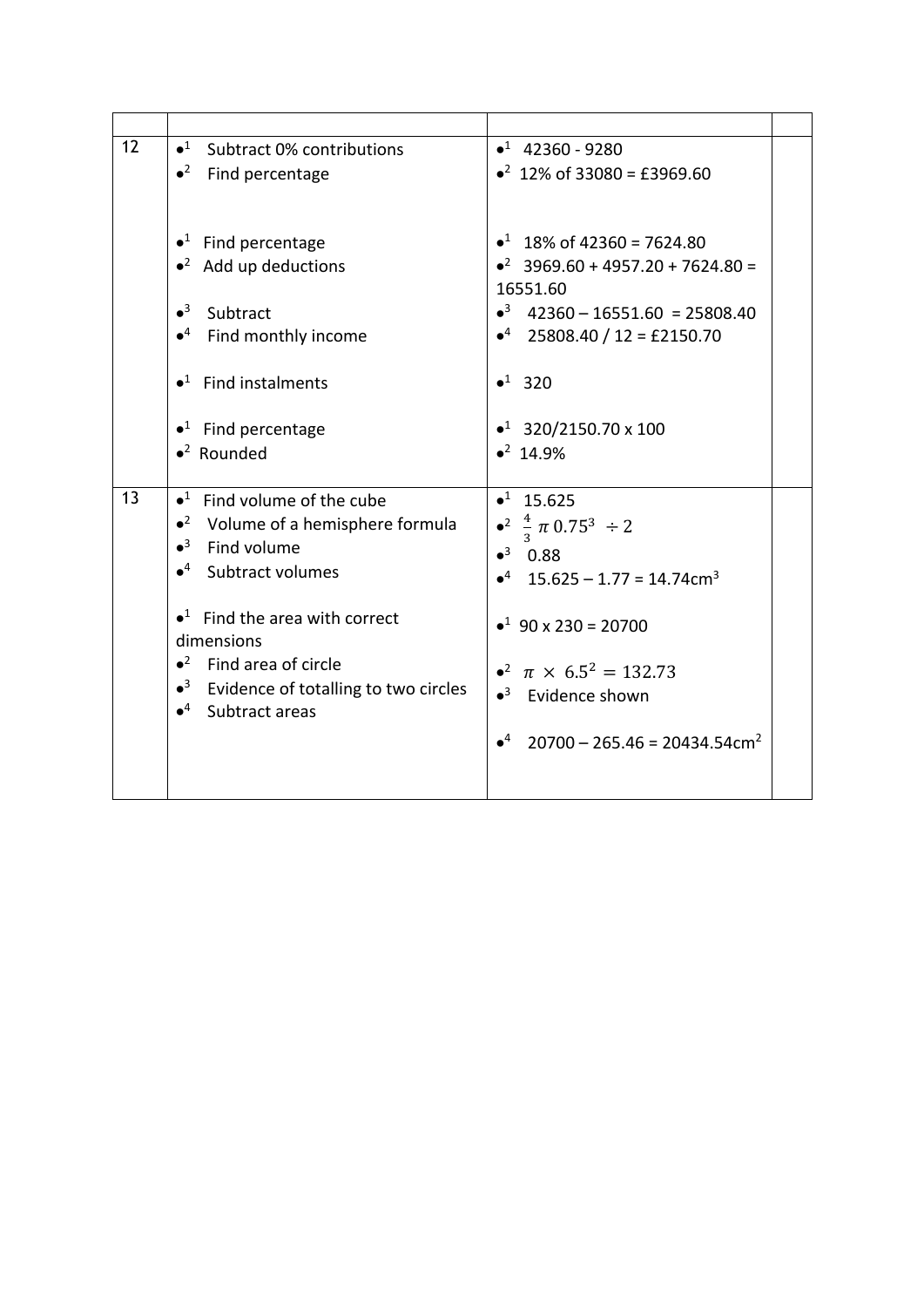| | | | |
|---|---|---|---|
| 12 | •1 Subtract 0% contributions<br>•2 Find percentage<br><br>•1 Find percentage<br>•2 Add up deductions<br><br>•3 Subtract<br>•4 Find monthly income<br><br>•1 Find instalments<br><br>•1 Find percentage<br>•2 Rounded | •1 42360 - 9280<br>•2 12% of 33080 = £3969.60<br><br>•1 18% of 42360 = 7624.80<br>•2 3969.60 + 4957.20 + 7624.80 = 16551.60<br>•3 42360 – 16551.60 = 25808.40<br>•4 25808.40 / 12 = £2150.70<br><br>•1 320<br><br>•1 320/2150.70 x 100<br>•2 14.9% | |
| 13 | •1 Find volume of the cube<br>•2 Volume of a hemisphere formula<br>•3 Find volume<br>•4 Subtract volumes<br><br>•1 Find the area with correct dimensions<br>•2 Find area of circle<br>•3 Evidence of totalling to two circles<br>•4 Subtract areas | •1 15.625<br>•2 $\frac{4}{3}\pi 0.75^3 \div 2$<br>•3 0.88<br>•4 15.625 – 1.77 = 14.74cm$^3$<br><br>•1 90 x 230 = 20700<br><br>•2 $\pi \times 6.5^2 = 132.73$<br>•3 Evidence shown<br><br>•4 20700 – 265.46 = 20434.54cm$^2$ | |